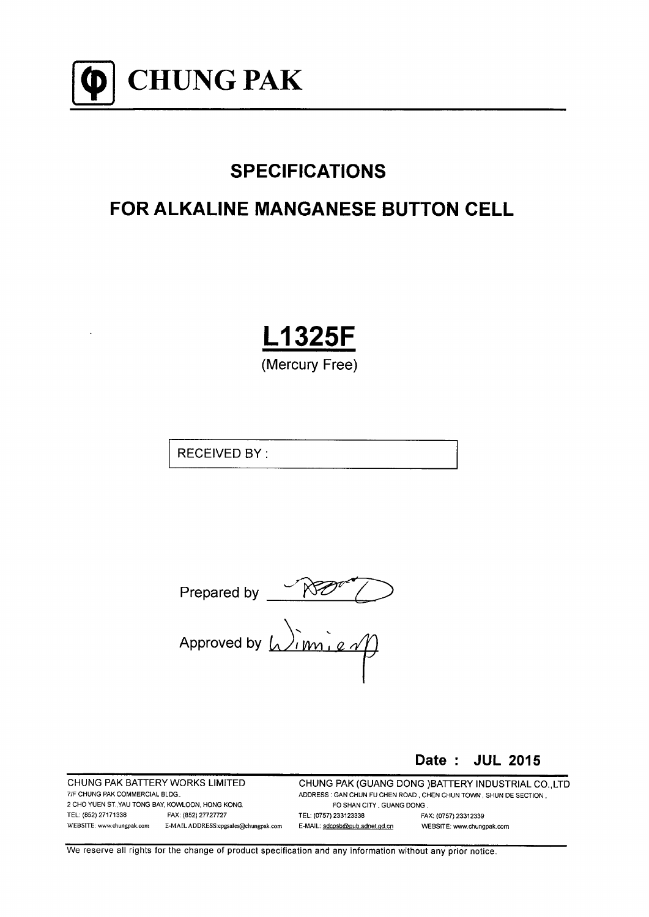# CHUNG PAK

## SPECIFICATIONS

## FOR ALKALINE MANGANESE BUTTON CELL

# L1325F

(Mercury Free)

RECEIVED BY :

Prepared by

Approved by

**Date : JUL 2015**

CHUNG PAK BATTERY WORKS LIMITED
7/F CHUNG PAK COMMERCIAL BLDG.,
2 CHO YUEN ST.,YAU TONG BAY, KOWLOON, HONG KONG.
TEL: (852) 27171338 FAX: (852) 27727727
WEBSITE: www.chungpak.com E-MAIL ADDRESS:cpgsales@chungpak.com

CHUNG PAK (GUANG DONG )BATTERY INDUSTRIAL CO.,LTD
ADDRESS : GAN CHUN FU CHEN ROAD , CHEN CHUN TOWN , SHUN DE SECTION ,
FO SHAN CITY , GUANG DONG .
TEL: (0757) 233123338 FAX: (0757) 23312339
E-MAIL: sdcpsb@pub.sdnet.gd.cn WEBSITE: www.chungpak.com

We reserve all rights for the change of product specification and any information without any prior notice.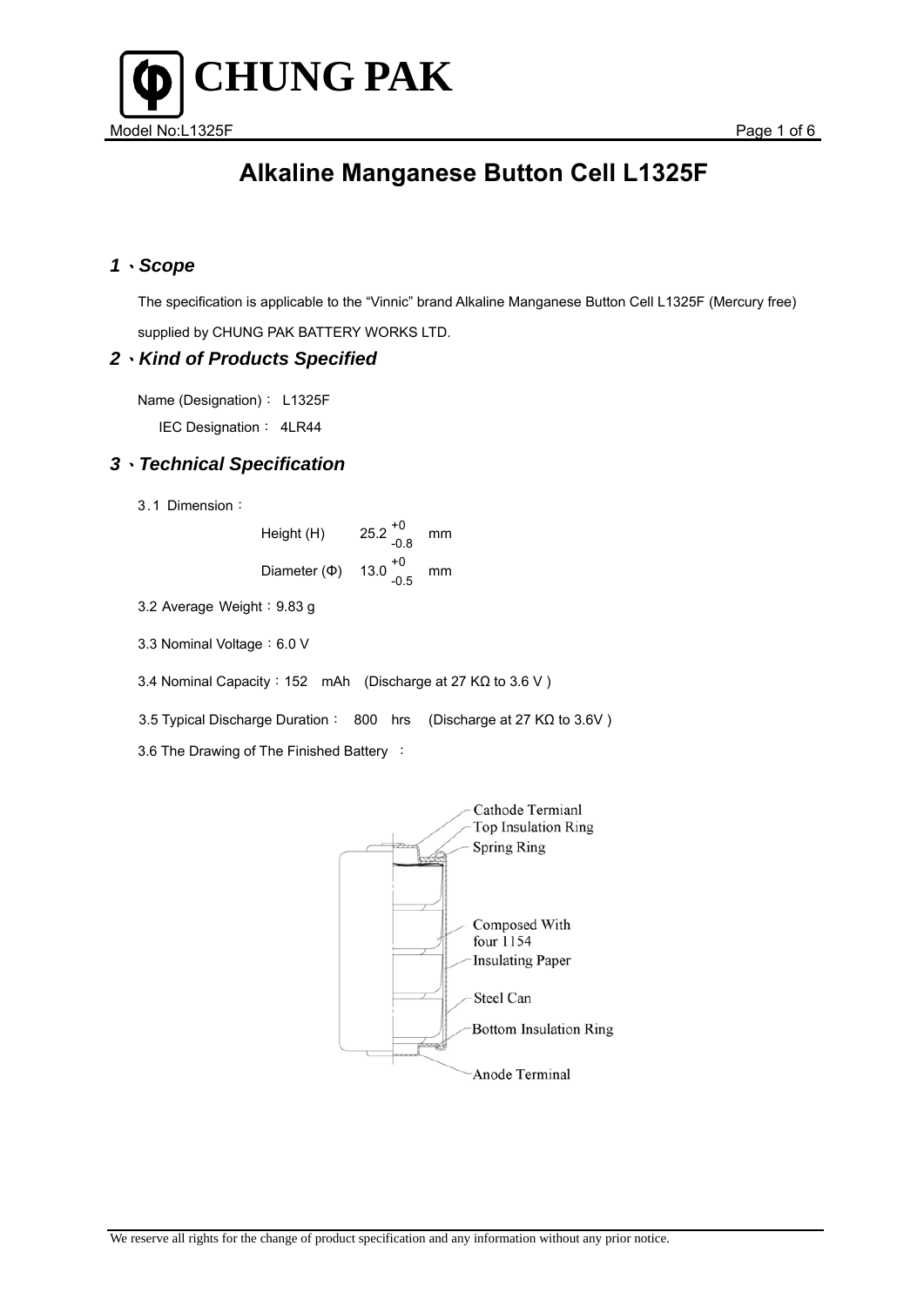# Alkaline Manganese Button Cell L1325F

## 1、Scope

The specification is applicable to the "Vinnic" brand Alkaline Manganese Button Cell L1325F (Mercury free) supplied by CHUNG PAK BATTERY WORKS LTD.

## 2、Kind of Products Specified

Name (Designation)： L1325F

IEC Designation： 4LR44

## 3、Technical Specification

3.1 Dimension：

Height (H) $25.2^{+0}_{-0.8}$ mm

Diameter (Φ) $13.0^{+0}_{-0.5}$ mm

3.2 Average Weight：9.83 g

3.3 Nominal Voltage：6.0 V

3.4 Nominal Capacity：152 mAh (Discharge at 27 KΩ to 3.6 V )

3.5 Typical Discharge Duration： 800 hrs (Discharge at 27 KΩ to 3.6V )

3.6 The Drawing of The Finished Battery ：

Cathode Termianl

Top Insulation Ring

Spring Ring

Composed With four 1154

Insulating Paper

Steel Can

Bottom Insulation Ring

Anode Terminal

We reserve all rights for the change of product specification and any information without any prior notice.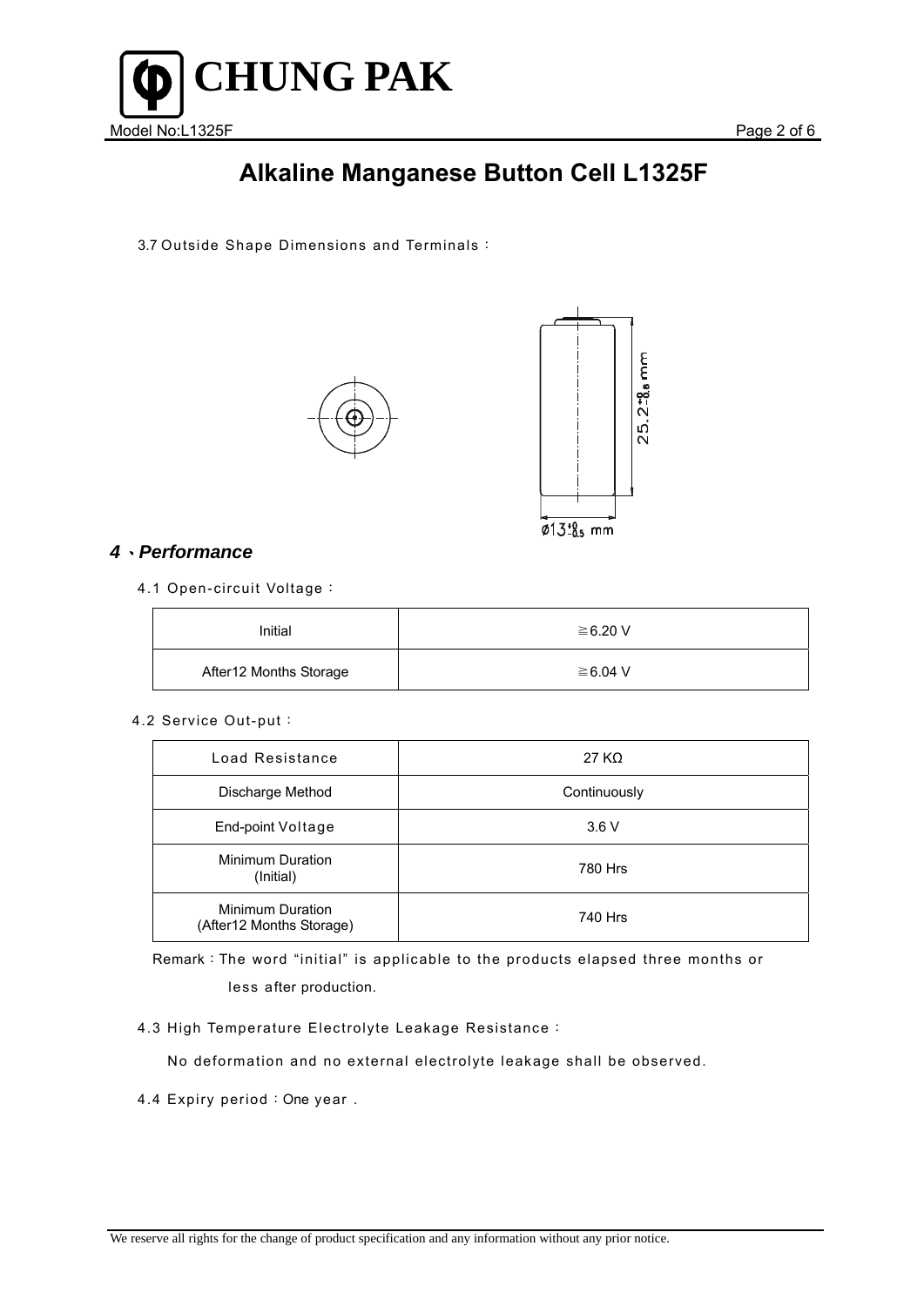# Alkaline Manganese Button Cell L1325F

3.7 Outside Shape Dimensions and Terminals：

$25.2^{+0}_{-0.6}$ mm

Ø$13^{+0}_{-0.5}$ mm

## 4、*Performance*

4.1 Open-circuit Voltage：

| Initial | ≧6.20 V |
|---|---|
| After12 Months Storage | ≧6.04 V |

4.2 Service Out-put：

| Load Resistance | 27 KΩ |
|---|---|
| Discharge Method | Continuously |
| End-point Voltage | 3.6 V |
| Minimum Duration (Initial) | 780 Hrs |
| Minimum Duration (After12 Months Storage) | 740 Hrs |

Remark：The word "initial" is applicable to the products elapsed three months or less after production.

4.3 High Temperature Electrolyte Leakage Resistance：

No deformation and no external electrolyte leakage shall be observed.

4.4 Expiry period：One year .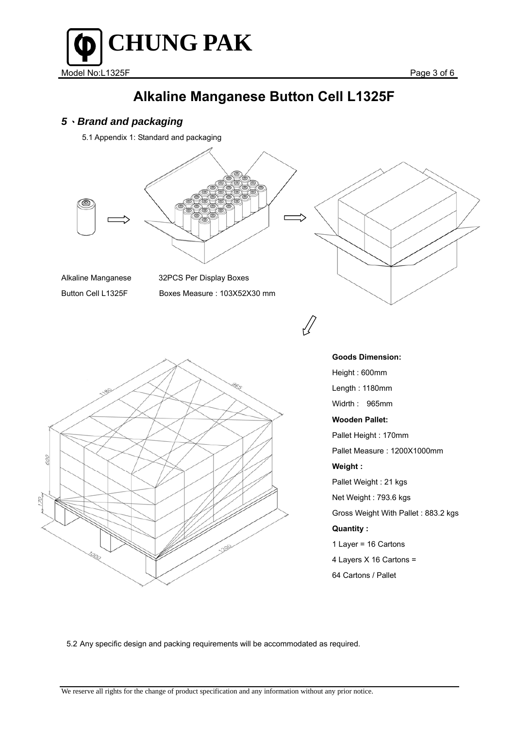# Alkaline Manganese Button Cell L1325F

## *5、Brand and packaging*

5.1 Appendix 1: Standard and packaging

Alkaline Manganese Button Cell L1325F

32PCS Per Display Boxes

Boxes Measure : 103X52X30 mm

**Goods Dimension:**

Height : 600mm

Length : 1180mm

Widrth : 965mm

**Wooden Pallet:**

Pallet Height : 170mm

Pallet Measure : 1200X1000mm

**Weight :**

Pallet Weight : 21 kgs

Net Weight : 793.6 kgs

Gross Weight With Pallet : 883.2 kgs

**Quantity :**

1 Layer = 16 Cartons

4 Layers X 16 Cartons =

64 Cartons / Pallet

5.2 Any specific design and packing requirements will be accommodated as required.

We reserve all rights for the change of product specification and any information without any prior notice.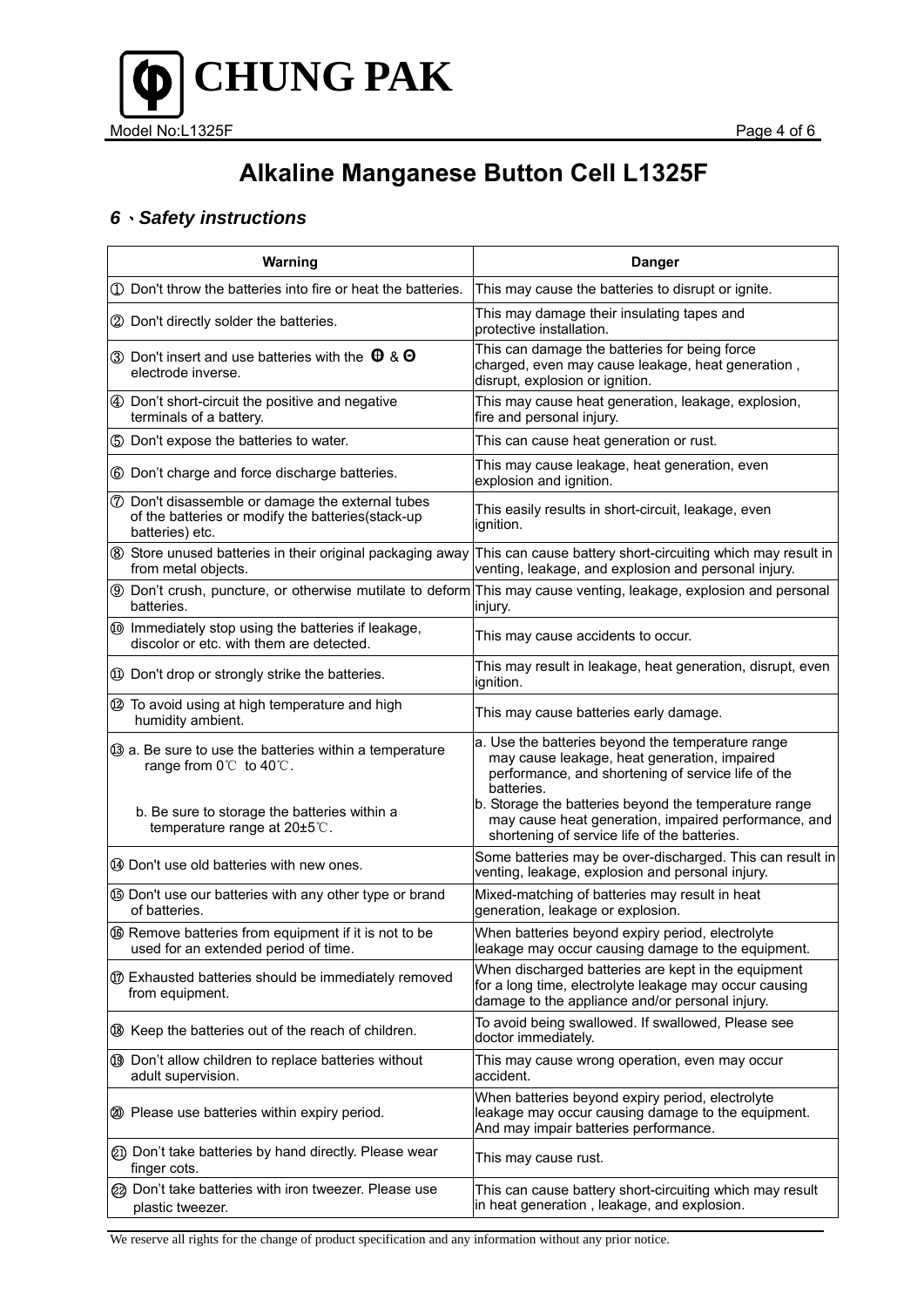# Alkaline Manganese Button Cell L1325F

## *6、Safety instructions*

| Warning | Danger |
|---|---|
| ① Don't throw the batteries into fire or heat the batteries. | This may cause the batteries to disrupt or ignite. |
| ② Don't directly solder the batteries. | This may damage their insulating tapes and protective installation. |
| ③ Don't insert and use batteries with the ⊕ & ⊖ electrode inverse. | This can damage the batteries for being force charged, even may cause leakage, heat generation , disrupt, explosion or ignition. |
| ④ Don't short-circuit the positive and negative terminals of a battery. | This may cause heat generation, leakage, explosion, fire and personal injury. |
| ⑤ Don't expose the batteries to water. | This can cause heat generation or rust. |
| ⑥ Don't charge and force discharge batteries. | This may cause leakage, heat generation, even explosion and ignition. |
| ⑦ Don't disassemble or damage the external tubes of the batteries or modify the batteries(stack-up batteries) etc. | This easily results in short-circuit, leakage, even ignition. |
| ⑧ Store unused batteries in their original packaging away from metal objects. | This can cause battery short-circuiting which may result in venting, leakage, and explosion and personal injury. |
| ⑨ Don't crush, puncture, or otherwise mutilate to deform batteries. | This may cause venting, leakage, explosion and personal injury. |
| ⑩ Immediately stop using the batteries if leakage, discolor or etc. with them are detected. | This may cause accidents to occur. |
| ⑪ Don't drop or strongly strike the batteries. | This may result in leakage, heat generation, disrupt, even ignition. |
| ⑫ To avoid using at high temperature and high humidity ambient. | This may cause batteries early damage. |
| ⑬ a. Be sure to use the batteries within a temperature range from 0℃ to 40℃. b. Be sure to storage the batteries within a temperature range at 20±5℃. | a. Use the batteries beyond the temperature range may cause leakage, heat generation, impaired performance, and shortening of service life of the batteries. b. Storage the batteries beyond the temperature range may cause heat generation, impaired performance, and shortening of service life of the batteries. |
| ⑭ Don't use old batteries with new ones. | Some batteries may be over-discharged. This can result in venting, leakage, explosion and personal injury. |
| ⑮ Don't use our batteries with any other type or brand of batteries. | Mixed-matching of batteries may result in heat generation, leakage or explosion. |
| ⑯ Remove batteries from equipment if it is not to be used for an extended period of time. | When batteries beyond expiry period, electrolyte leakage may occur causing damage to the equipment. |
| ⑰ Exhausted batteries should be immediately removed from equipment. | When discharged batteries are kept in the equipment for a long time, electrolyte leakage may occur causing damage to the appliance and/or personal injury. |
| ⑱ Keep the batteries out of the reach of children. | To avoid being swallowed. If swallowed, Please see doctor immediately. |
| ⑲ Don't allow children to replace batteries without adult supervision. | This may cause wrong operation, even may occur accident. |
| ⑳ Please use batteries within expiry period. | When batteries beyond expiry period, electrolyte leakage may occur causing damage to the equipment. And may impair batteries performance. |
| ㉑ Don't take batteries by hand directly. Please wear finger cots. | This may cause rust. |
| ㉒ Don't take batteries with iron tweezer. Please use plastic tweezer. | This can cause battery short-circuiting which may result in heat generation , leakage, and explosion. |

We reserve all rights for the change of product specification and any information without any prior notice.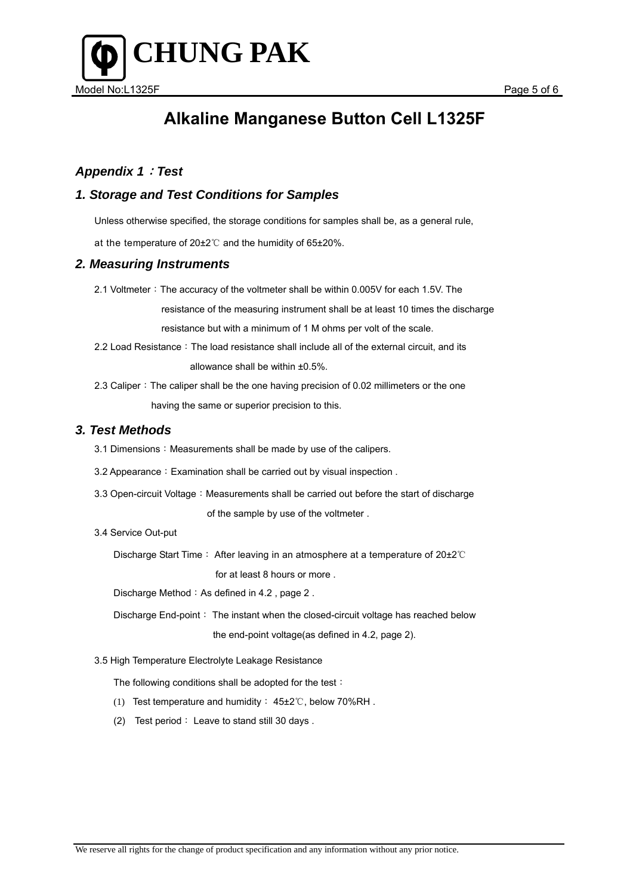# Alkaline Manganese Button Cell L1325F

## *Appendix 1：Test*

## *1. Storage and Test Conditions for Samples*

Unless otherwise specified, the storage conditions for samples shall be, as a general rule, at the temperature of 20±2℃ and the humidity of 65±20%.

## *2. Measuring Instruments*

2.1 Voltmeter：The accuracy of the voltmeter shall be within 0.005V for each 1.5V. The resistance of the measuring instrument shall be at least 10 times the discharge resistance but with a minimum of 1 M ohms per volt of the scale.

2.2 Load Resistance：The load resistance shall include all of the external circuit, and its allowance shall be within ±0.5%.

2.3 Caliper：The caliper shall be the one having precision of 0.02 millimeters or the one having the same or superior precision to this.

## *3. Test Methods*

3.1 Dimensions：Measurements shall be made by use of the calipers.

3.2 Appearance：Examination shall be carried out by visual inspection .

3.3 Open-circuit Voltage：Measurements shall be carried out before the start of discharge of the sample by use of the voltmeter .

3.4 Service Out-put

Discharge Start Time： After leaving in an atmosphere at a temperature of 20±2℃ for at least 8 hours or more .

Discharge Method：As defined in 4.2 , page 2 .

Discharge End-point： The instant when the closed-circuit voltage has reached below the end-point voltage(as defined in 4.2, page 2).

3.5 High Temperature Electrolyte Leakage Resistance

The following conditions shall be adopted for the test：

(1) Test temperature and humidity： 45±2℃, below 70%RH .

(2) Test period： Leave to stand still 30 days .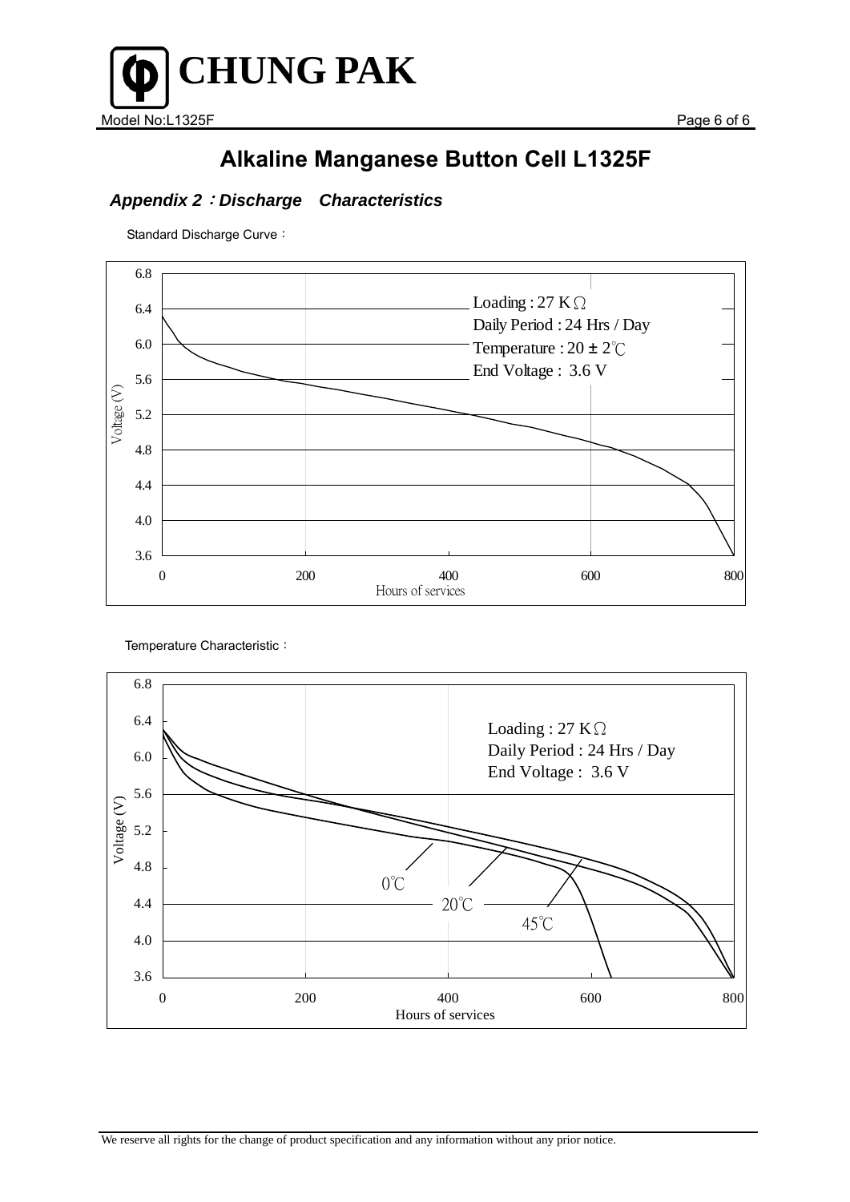# Alkaline Manganese Button Cell L1325F

### *Appendix 2：Discharge Characteristics*

Standard Discharge Curve：

Loading : 27 KΩ
Daily Period : 24 Hrs / Day
Temperature : 20 ± 2℃
End Voltage : 3.6 V

Voltage (V)
6.8
6.4
6.0
5.6
5.2
4.8
4.4
4.0
3.6

0
200
400
600
800
Hours of services

Temperature Characteristic：

Loading : 27 KΩ
Daily Period : 24 Hrs / Day
End Voltage : 3.6 V

Voltage (V)
6.8
6.4
6.0
5.6
5.2
4.8
4.4
4.0
3.6

0℃
20℃
45℃

0
200
400
600
800
Hours of services

We reserve all rights for the change of product specification and any information without any prior notice.